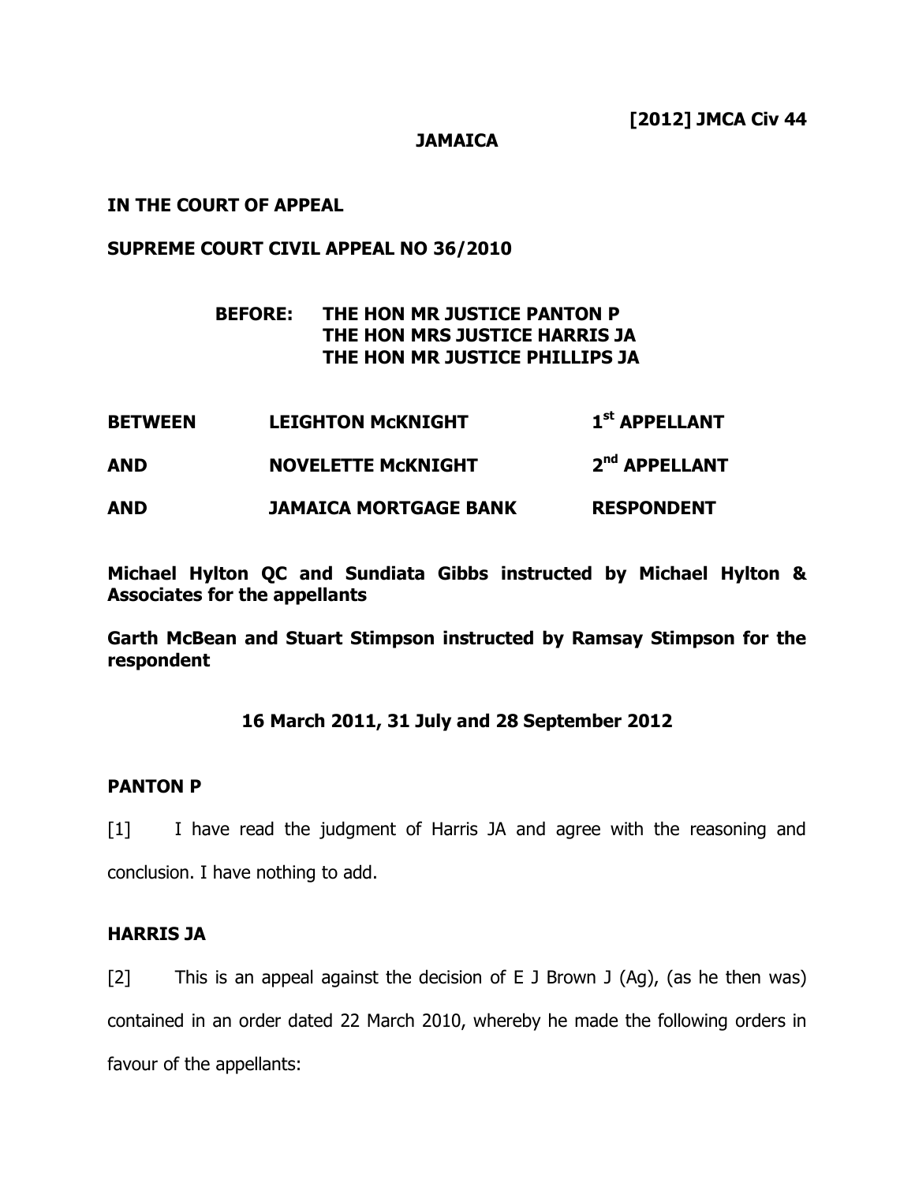**[2012] JMCA Civ 44**

**JAMAICA**

**IN THE COURT OF APPEAL**

**SUPREME COURT CIVIL APPEAL NO 36/2010**

**BEFORE: THE HON MR JUSTICE PANTON P**
**THE HON MRS JUSTICE HARRIS JA**
**THE HON MR JUSTICE PHILLIPS JA**

| | | |
|---|---|---|
| **BETWEEN** | **LEIGHTON McKNIGHT** | **1st APPELLANT** |
| **AND** | **NOVELETTE McKNIGHT** | **2nd APPELLANT** |
| **AND** | **JAMAICA MORTGAGE BANK** | **RESPONDENT** |

**Michael Hylton QC and Sundiata Gibbs instructed by Michael Hylton & Associates for the appellants**

**Garth McBean and Stuart Stimpson instructed by Ramsay Stimpson for the respondent**

**16 March 2011, 31 July and 28 September 2012**

**PANTON P**

[1] I have read the judgment of Harris JA and agree with the reasoning and conclusion. I have nothing to add.

**HARRIS JA**

[2] This is an appeal against the decision of E J Brown J (Ag), (as he then was) contained in an order dated 22 March 2010, whereby he made the following orders in favour of the appellants: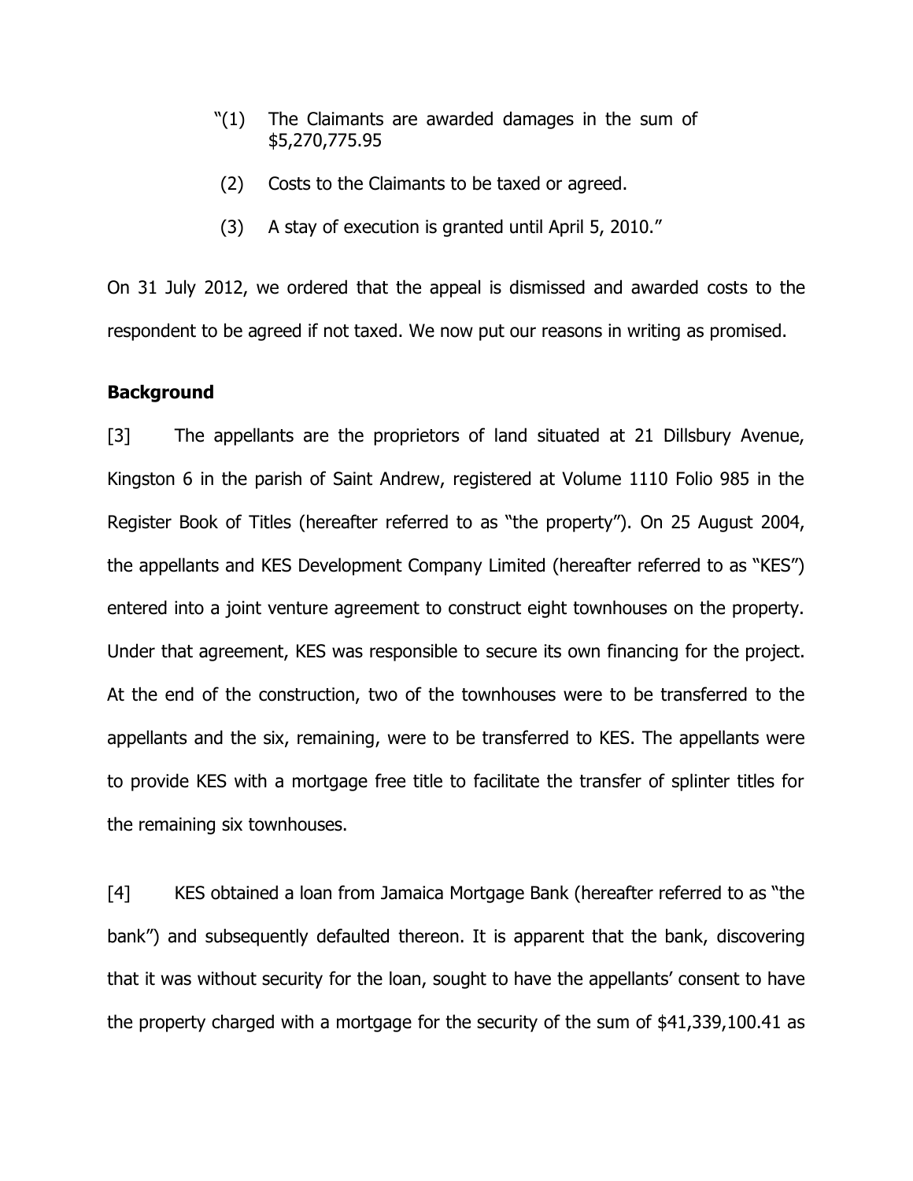"(1) The Claimants are awarded damages in the sum of $5,270,775.95

(2) Costs to the Claimants to be taxed or agreed.

(3) A stay of execution is granted until April 5, 2010."

On 31 July 2012, we ordered that the appeal is dismissed and awarded costs to the respondent to be agreed if not taxed. We now put our reasons in writing as promised.

**Background**

[3] The appellants are the proprietors of land situated at 21 Dillsbury Avenue, Kingston 6 in the parish of Saint Andrew, registered at Volume 1110 Folio 985 in the Register Book of Titles (hereafter referred to as "the property"). On 25 August 2004, the appellants and KES Development Company Limited (hereafter referred to as "KES") entered into a joint venture agreement to construct eight townhouses on the property. Under that agreement, KES was responsible to secure its own financing for the project. At the end of the construction, two of the townhouses were to be transferred to the appellants and the six, remaining, were to be transferred to KES. The appellants were to provide KES with a mortgage free title to facilitate the transfer of splinter titles for the remaining six townhouses.

[4] KES obtained a loan from Jamaica Mortgage Bank (hereafter referred to as "the bank") and subsequently defaulted thereon. It is apparent that the bank, discovering that it was without security for the loan, sought to have the appellants' consent to have the property charged with a mortgage for the security of the sum of $41,339,100.41 as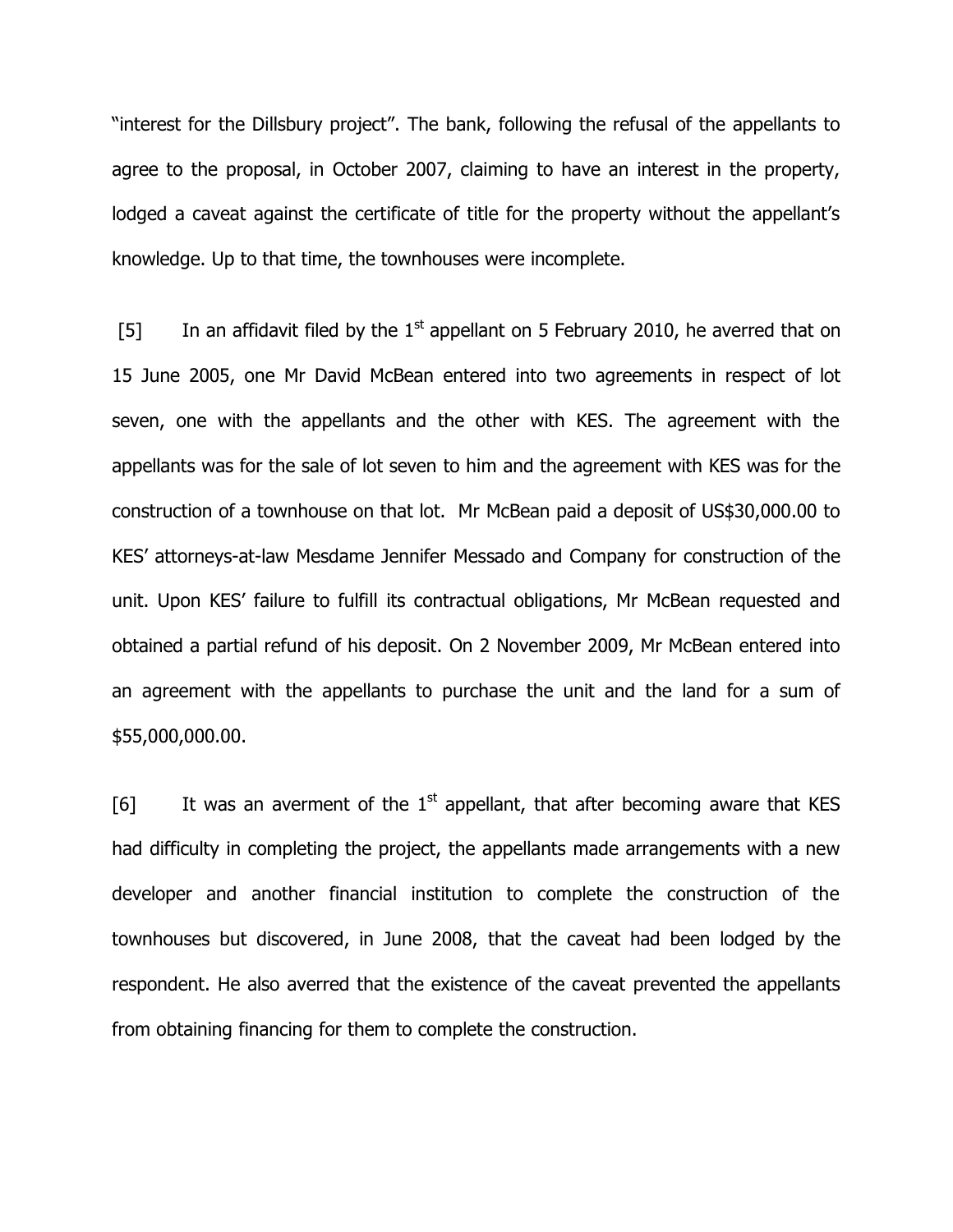"interest for the Dillsbury project". The bank, following the refusal of the appellants to agree to the proposal, in October 2007, claiming to have an interest in the property, lodged a caveat against the certificate of title for the property without the appellant's knowledge. Up to that time, the townhouses were incomplete.

[5] In an affidavit filed by the 1st appellant on 5 February 2010, he averred that on 15 June 2005, one Mr David McBean entered into two agreements in respect of lot seven, one with the appellants and the other with KES. The agreement with the appellants was for the sale of lot seven to him and the agreement with KES was for the construction of a townhouse on that lot. Mr McBean paid a deposit of US$30,000.00 to KES' attorneys-at-law Mesdame Jennifer Messado and Company for construction of the unit. Upon KES' failure to fulfill its contractual obligations, Mr McBean requested and obtained a partial refund of his deposit. On 2 November 2009, Mr McBean entered into an agreement with the appellants to purchase the unit and the land for a sum of $55,000,000.00.

[6] It was an averment of the 1st appellant, that after becoming aware that KES had difficulty in completing the project, the appellants made arrangements with a new developer and another financial institution to complete the construction of the townhouses but discovered, in June 2008, that the caveat had been lodged by the respondent. He also averred that the existence of the caveat prevented the appellants from obtaining financing for them to complete the construction.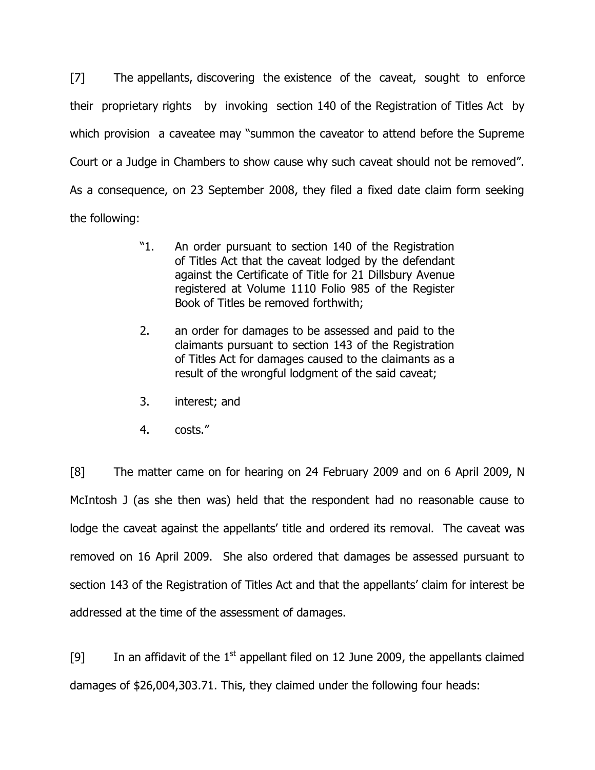[7] The appellants, discovering the existence of the caveat, sought to enforce their proprietary rights by invoking section 140 of the Registration of Titles Act by which provision a caveatee may "summon the caveator to attend before the Supreme Court or a Judge in Chambers to show cause why such caveat should not be removed". As a consequence, on 23 September 2008, they filed a fixed date claim form seeking the following:

> "1. An order pursuant to section 140 of the Registration of Titles Act that the caveat lodged by the defendant against the Certificate of Title for 21 Dillsbury Avenue registered at Volume 1110 Folio 985 of the Register Book of Titles be removed forthwith;
>
> 2. an order for damages to be assessed and paid to the claimants pursuant to section 143 of the Registration of Titles Act for damages caused to the claimants as a result of the wrongful lodgment of the said caveat;
>
> 3. interest; and
>
> 4. costs."

[8] The matter came on for hearing on 24 February 2009 and on 6 April 2009, N McIntosh J (as she then was) held that the respondent had no reasonable cause to lodge the caveat against the appellants' title and ordered its removal. The caveat was removed on 16 April 2009. She also ordered that damages be assessed pursuant to section 143 of the Registration of Titles Act and that the appellants' claim for interest be addressed at the time of the assessment of damages.

[9] In an affidavit of the 1st appellant filed on 12 June 2009, the appellants claimed damages of $26,004,303.71. This, they claimed under the following four heads: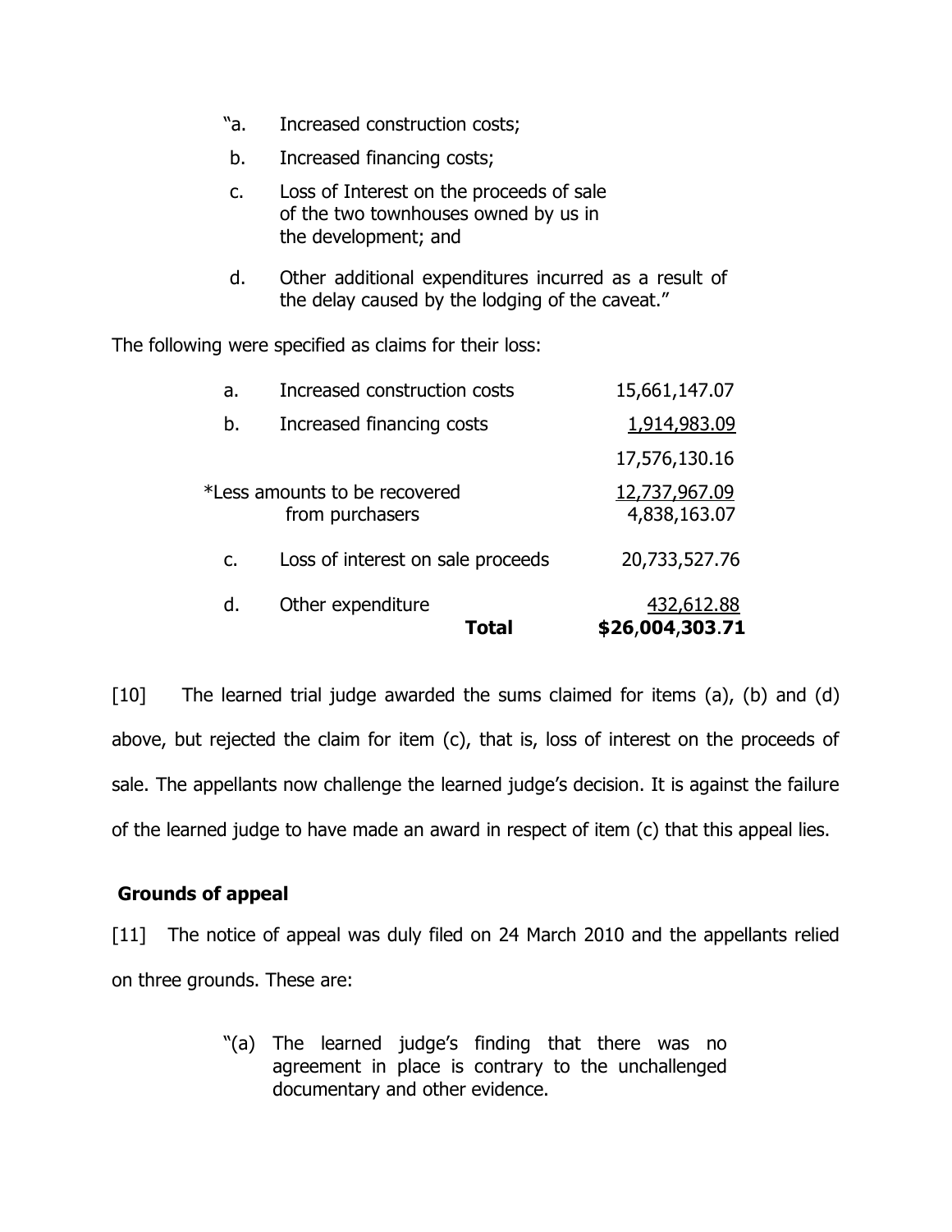> "a. Increased construction costs;
>
> b. Increased financing costs;
>
> c. Loss of Interest on the proceeds of sale of the two townhouses owned by us in the development; and
>
> d. Other additional expenditures incurred as a result of the delay caused by the lodging of the caveat."

The following were specified as claims for their loss:

| | | |
|---|---|---|
| a. | Increased construction costs | 15,661,147.07 |
| b. | Increased financing costs | 1,914,983.09 |
| | | 17,576,130.16 |
| *Less amounts to be recovered from purchasers | | 12,737,967.09 |
| | | 4,838,163.07 |
| c. | Loss of interest on sale proceeds | 20,733,527.76 |
| d. | Other expenditure | 432,612.88 |
| | **Total** | **$26,004,303.71** |

[10] The learned trial judge awarded the sums claimed for items (a), (b) and (d) above, but rejected the claim for item (c), that is, loss of interest on the proceeds of sale. The appellants now challenge the learned judge's decision. It is against the failure of the learned judge to have made an award in respect of item (c) that this appeal lies.

## Grounds of appeal

[11] The notice of appeal was duly filed on 24 March 2010 and the appellants relied on three grounds. These are:

> "(a) The learned judge's finding that there was no agreement in place is contrary to the unchallenged documentary and other evidence.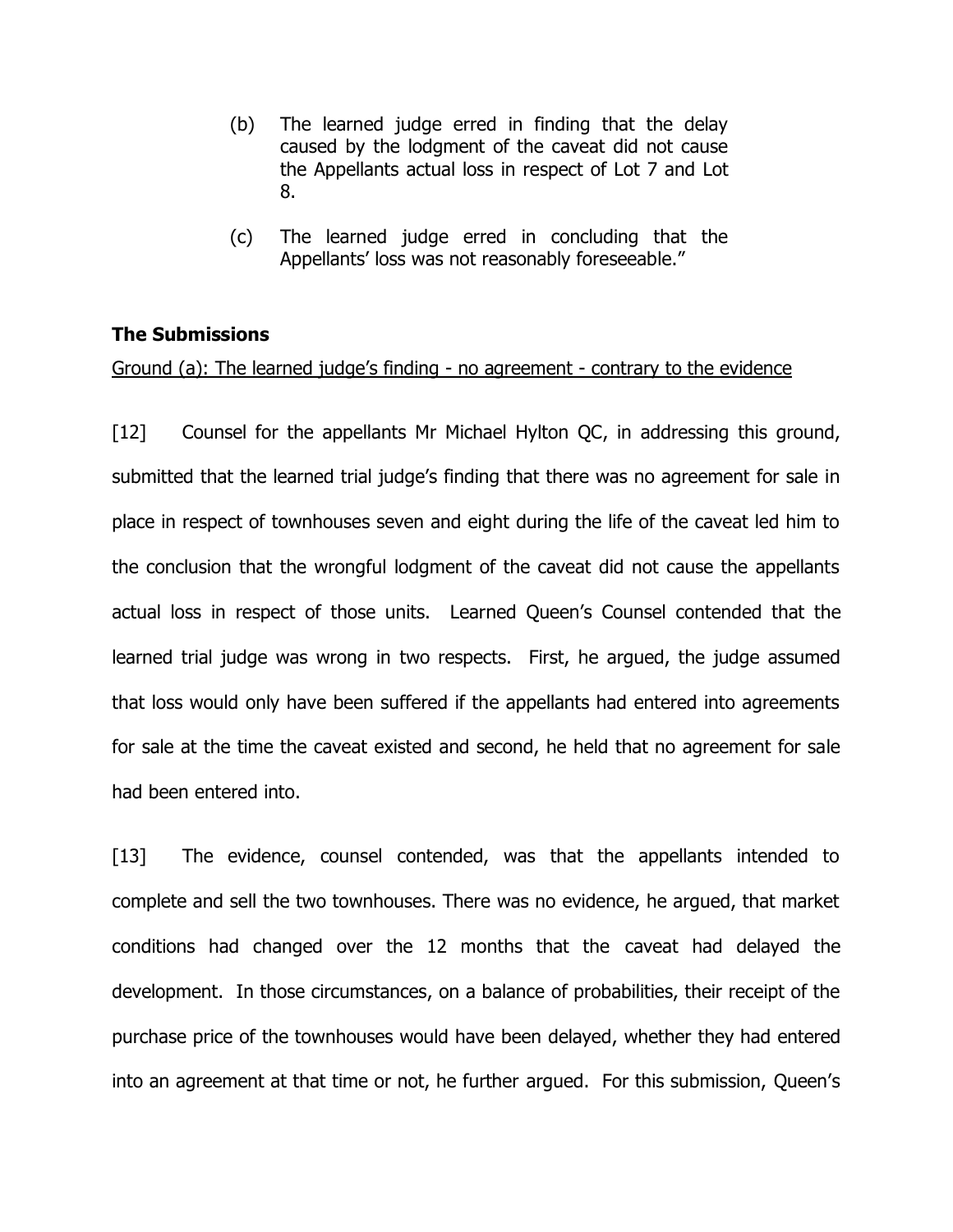(b) The learned judge erred in finding that the delay caused by the lodgment of the caveat did not cause the Appellants actual loss in respect of Lot 7 and Lot 8.

(c) The learned judge erred in concluding that the Appellants' loss was not reasonably foreseeable."

**The Submissions**

Ground (a): The learned judge's finding - no agreement - contrary to the evidence

[12] Counsel for the appellants Mr Michael Hylton QC, in addressing this ground, submitted that the learned trial judge's finding that there was no agreement for sale in place in respect of townhouses seven and eight during the life of the caveat led him to the conclusion that the wrongful lodgment of the caveat did not cause the appellants actual loss in respect of those units. Learned Queen's Counsel contended that the learned trial judge was wrong in two respects. First, he argued, the judge assumed that loss would only have been suffered if the appellants had entered into agreements for sale at the time the caveat existed and second, he held that no agreement for sale had been entered into.

[13] The evidence, counsel contended, was that the appellants intended to complete and sell the two townhouses. There was no evidence, he argued, that market conditions had changed over the 12 months that the caveat had delayed the development. In those circumstances, on a balance of probabilities, their receipt of the purchase price of the townhouses would have been delayed, whether they had entered into an agreement at that time or not, he further argued. For this submission, Queen's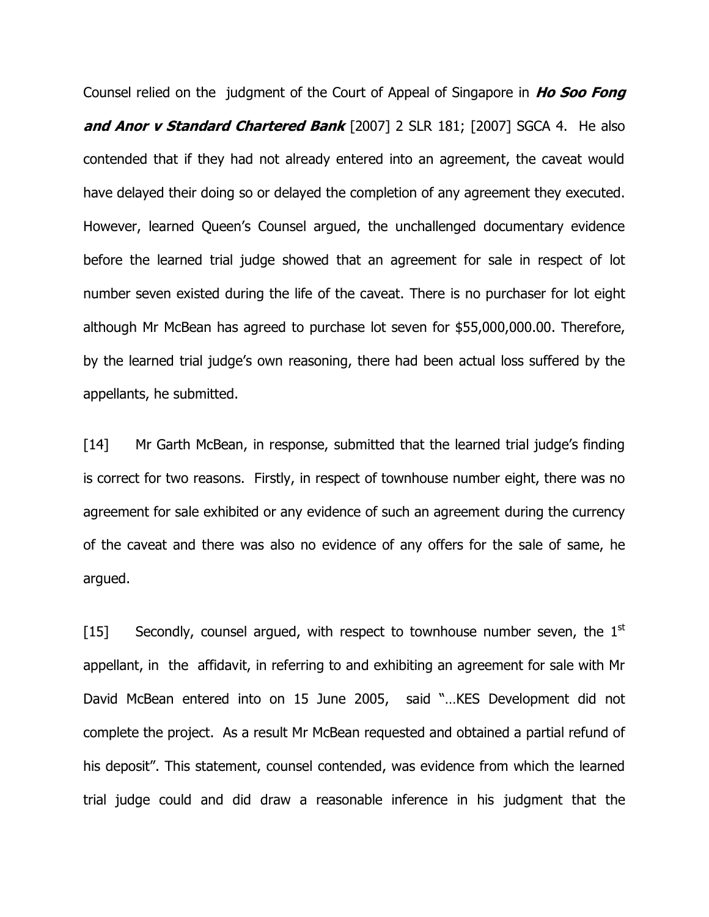Counsel relied on the judgment of the Court of Appeal of Singapore in ***Ho Soo Fong and Anor v Standard Chartered Bank*** [2007] 2 SLR 181; [2007] SGCA 4. He also contended that if they had not already entered into an agreement, the caveat would have delayed their doing so or delayed the completion of any agreement they executed. However, learned Queen's Counsel argued, the unchallenged documentary evidence before the learned trial judge showed that an agreement for sale in respect of lot number seven existed during the life of the caveat. There is no purchaser for lot eight although Mr McBean has agreed to purchase lot seven for $55,000,000.00. Therefore, by the learned trial judge's own reasoning, there had been actual loss suffered by the appellants, he submitted.

[14] Mr Garth McBean, in response, submitted that the learned trial judge's finding is correct for two reasons. Firstly, in respect of townhouse number eight, there was no agreement for sale exhibited or any evidence of such an agreement during the currency of the caveat and there was also no evidence of any offers for the sale of same, he argued.

[15] Secondly, counsel argued, with respect to townhouse number seven, the 1st appellant, in the affidavit, in referring to and exhibiting an agreement for sale with Mr David McBean entered into on 15 June 2005, said "…KES Development did not complete the project. As a result Mr McBean requested and obtained a partial refund of his deposit". This statement, counsel contended, was evidence from which the learned trial judge could and did draw a reasonable inference in his judgment that the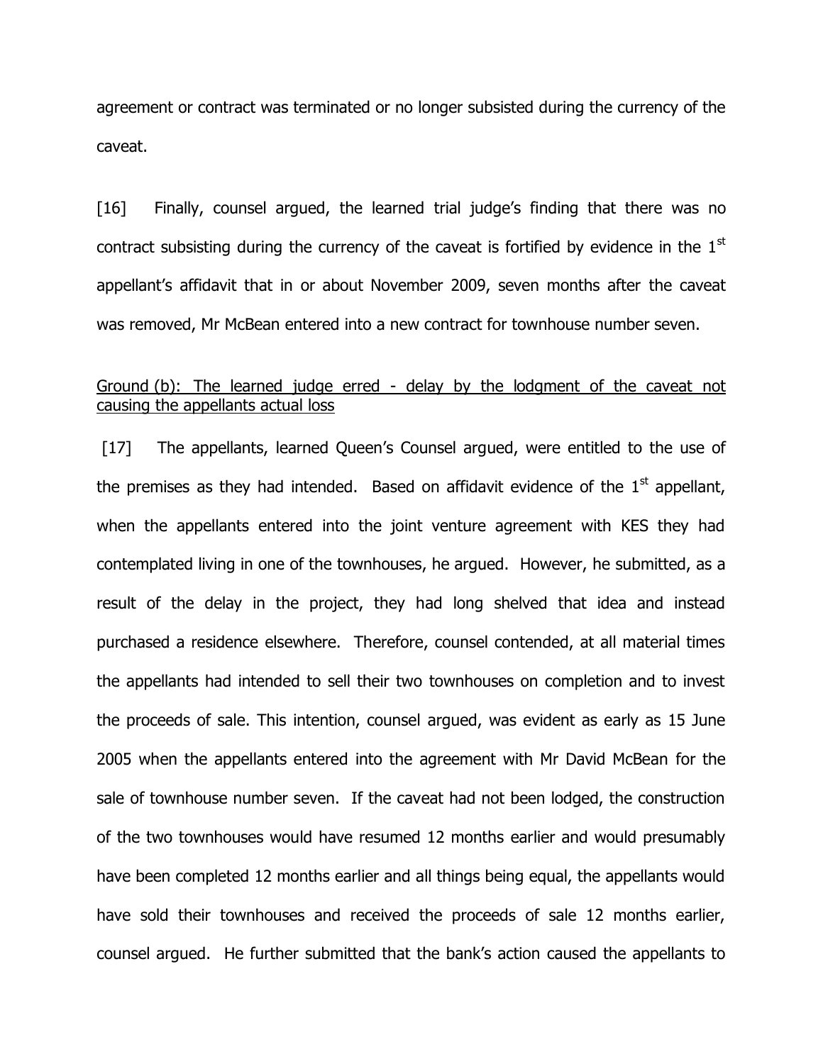agreement or contract was terminated or no longer subsisted during the currency of the caveat.

[16] Finally, counsel argued, the learned trial judge's finding that there was no contract subsisting during the currency of the caveat is fortified by evidence in the 1st appellant's affidavit that in or about November 2009, seven months after the caveat was removed, Mr McBean entered into a new contract for townhouse number seven.

<u>Ground (b): The learned judge erred - delay by the lodgment of the caveat not causing the appellants actual loss</u>

[17] The appellants, learned Queen's Counsel argued, were entitled to the use of the premises as they had intended. Based on affidavit evidence of the 1st appellant, when the appellants entered into the joint venture agreement with KES they had contemplated living in one of the townhouses, he argued. However, he submitted, as a result of the delay in the project, they had long shelved that idea and instead purchased a residence elsewhere. Therefore, counsel contended, at all material times the appellants had intended to sell their two townhouses on completion and to invest the proceeds of sale. This intention, counsel argued, was evident as early as 15 June 2005 when the appellants entered into the agreement with Mr David McBean for the sale of townhouse number seven. If the caveat had not been lodged, the construction of the two townhouses would have resumed 12 months earlier and would presumably have been completed 12 months earlier and all things being equal, the appellants would have sold their townhouses and received the proceeds of sale 12 months earlier, counsel argued. He further submitted that the bank's action caused the appellants to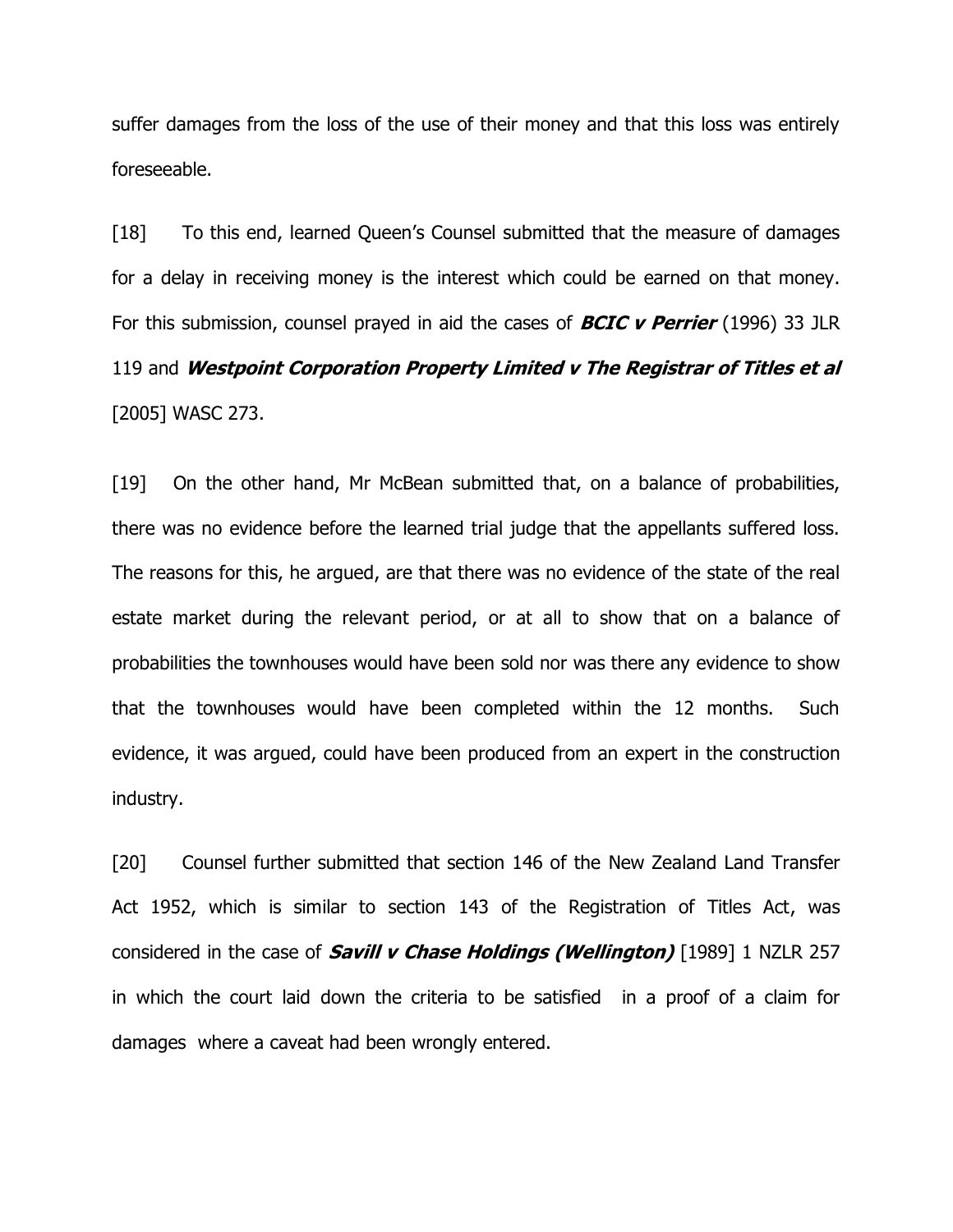suffer damages from the loss of the use of their money and that this loss was entirely foreseeable.

[18] To this end, learned Queen's Counsel submitted that the measure of damages for a delay in receiving money is the interest which could be earned on that money. For this submission, counsel prayed in aid the cases of ***BCIC v Perrier*** (1996) 33 JLR 119 and ***Westpoint Corporation Property Limited v The Registrar of Titles et al*** [2005] WASC 273.

[19] On the other hand, Mr McBean submitted that, on a balance of probabilities, there was no evidence before the learned trial judge that the appellants suffered loss. The reasons for this, he argued, are that there was no evidence of the state of the real estate market during the relevant period, or at all to show that on a balance of probabilities the townhouses would have been sold nor was there any evidence to show that the townhouses would have been completed within the 12 months. Such evidence, it was argued, could have been produced from an expert in the construction industry.

[20] Counsel further submitted that section 146 of the New Zealand Land Transfer Act 1952, which is similar to section 143 of the Registration of Titles Act, was considered in the case of ***Savill v Chase Holdings (Wellington)*** [1989] 1 NZLR 257 in which the court laid down the criteria to be satisfied in a proof of a claim for damages where a caveat had been wrongly entered.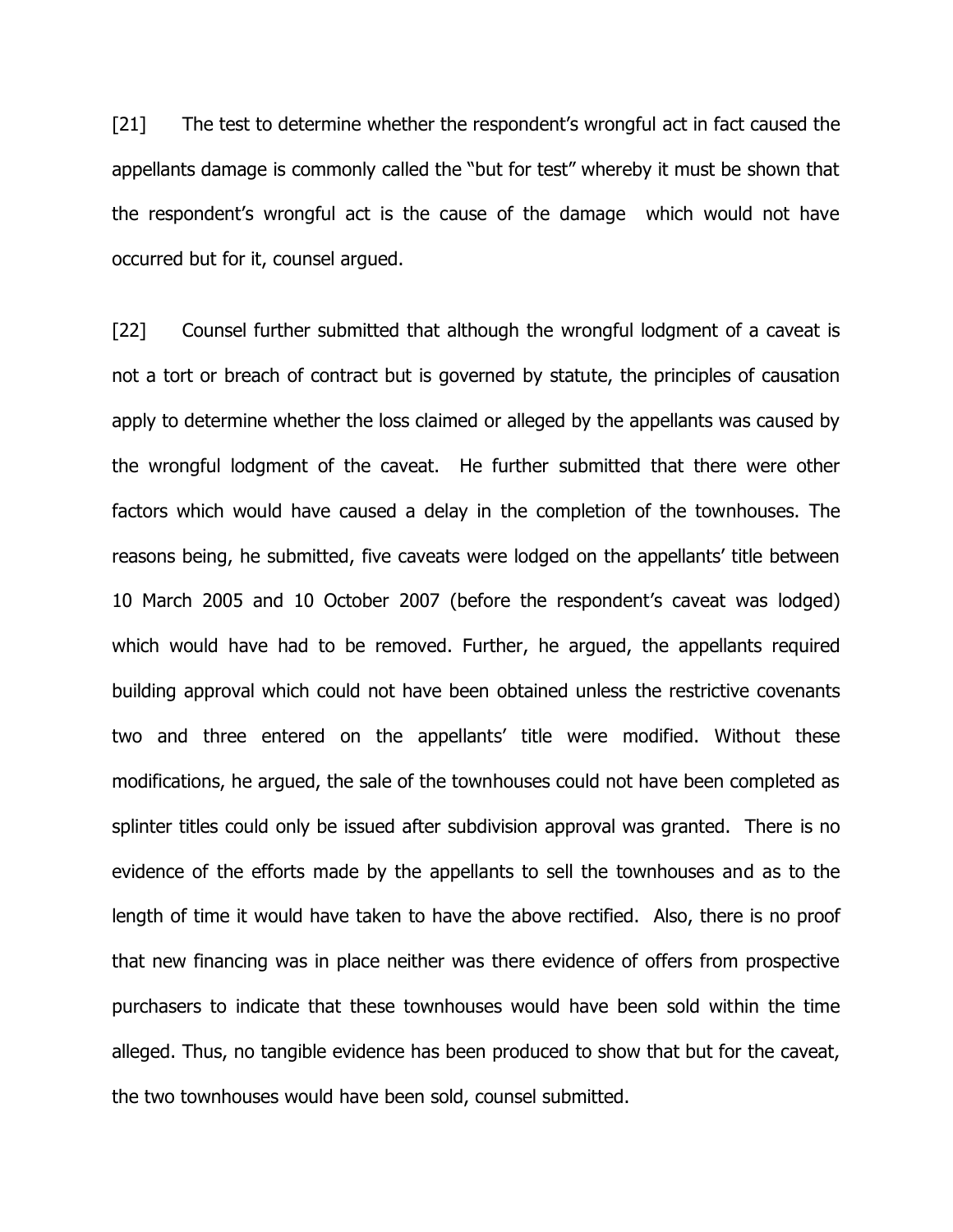[21] The test to determine whether the respondent's wrongful act in fact caused the appellants damage is commonly called the "but for test" whereby it must be shown that the respondent's wrongful act is the cause of the damage which would not have occurred but for it, counsel argued.

[22] Counsel further submitted that although the wrongful lodgment of a caveat is not a tort or breach of contract but is governed by statute, the principles of causation apply to determine whether the loss claimed or alleged by the appellants was caused by the wrongful lodgment of the caveat. He further submitted that there were other factors which would have caused a delay in the completion of the townhouses. The reasons being, he submitted, five caveats were lodged on the appellants' title between 10 March 2005 and 10 October 2007 (before the respondent's caveat was lodged) which would have had to be removed. Further, he argued, the appellants required building approval which could not have been obtained unless the restrictive covenants two and three entered on the appellants' title were modified. Without these modifications, he argued, the sale of the townhouses could not have been completed as splinter titles could only be issued after subdivision approval was granted. There is no evidence of the efforts made by the appellants to sell the townhouses and as to the length of time it would have taken to have the above rectified. Also, there is no proof that new financing was in place neither was there evidence of offers from prospective purchasers to indicate that these townhouses would have been sold within the time alleged. Thus, no tangible evidence has been produced to show that but for the caveat, the two townhouses would have been sold, counsel submitted.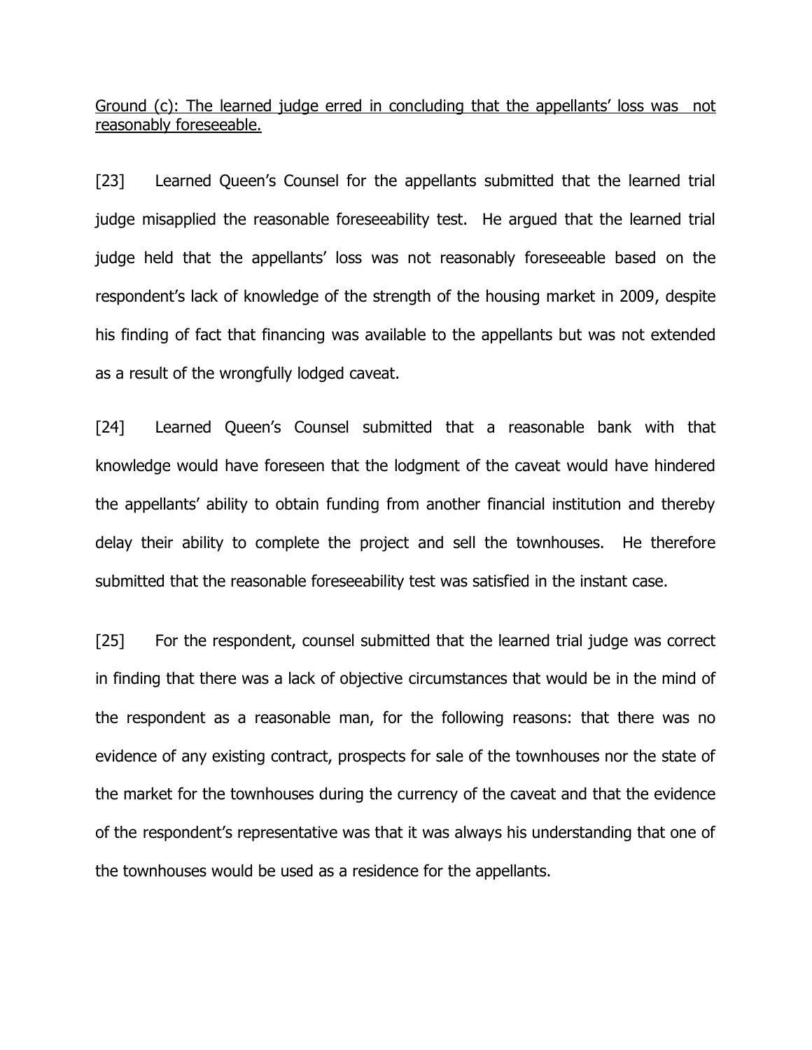<u>Ground (c): The learned judge erred in concluding that the appellants' loss was not reasonably foreseeable.</u>

[23] Learned Queen's Counsel for the appellants submitted that the learned trial judge misapplied the reasonable foreseeability test. He argued that the learned trial judge held that the appellants' loss was not reasonably foreseeable based on the respondent's lack of knowledge of the strength of the housing market in 2009, despite his finding of fact that financing was available to the appellants but was not extended as a result of the wrongfully lodged caveat.

[24] Learned Queen's Counsel submitted that a reasonable bank with that knowledge would have foreseen that the lodgment of the caveat would have hindered the appellants' ability to obtain funding from another financial institution and thereby delay their ability to complete the project and sell the townhouses. He therefore submitted that the reasonable foreseeability test was satisfied in the instant case.

[25] For the respondent, counsel submitted that the learned trial judge was correct in finding that there was a lack of objective circumstances that would be in the mind of the respondent as a reasonable man, for the following reasons: that there was no evidence of any existing contract, prospects for sale of the townhouses nor the state of the market for the townhouses during the currency of the caveat and that the evidence of the respondent's representative was that it was always his understanding that one of the townhouses would be used as a residence for the appellants.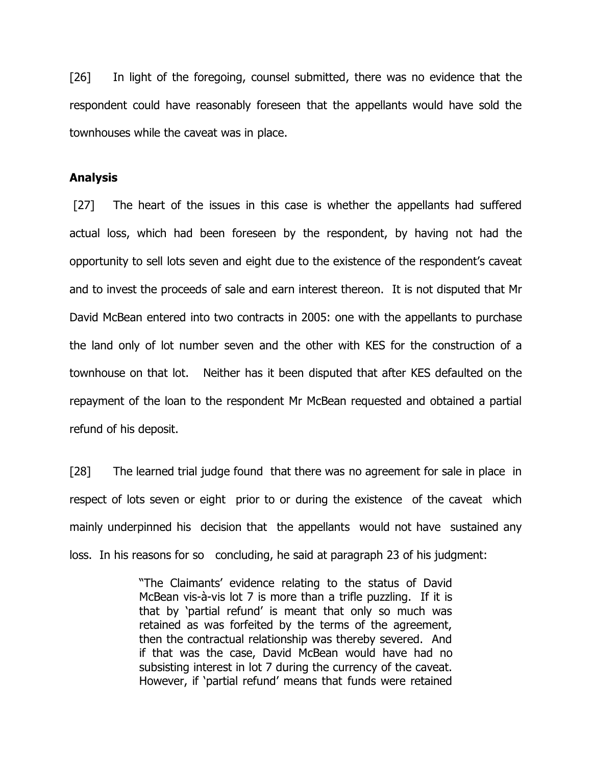[26] In light of the foregoing, counsel submitted, there was no evidence that the respondent could have reasonably foreseen that the appellants would have sold the townhouses while the caveat was in place.

## Analysis

[27] The heart of the issues in this case is whether the appellants had suffered actual loss, which had been foreseen by the respondent, by having not had the opportunity to sell lots seven and eight due to the existence of the respondent's caveat and to invest the proceeds of sale and earn interest thereon. It is not disputed that Mr David McBean entered into two contracts in 2005: one with the appellants to purchase the land only of lot number seven and the other with KES for the construction of a townhouse on that lot. Neither has it been disputed that after KES defaulted on the repayment of the loan to the respondent Mr McBean requested and obtained a partial refund of his deposit.

[28] The learned trial judge found that there was no agreement for sale in place in respect of lots seven or eight prior to or during the existence of the caveat which mainly underpinned his decision that the appellants would not have sustained any loss. In his reasons for so concluding, he said at paragraph 23 of his judgment:

> "The Claimants' evidence relating to the status of David McBean vis-à-vis lot 7 is more than a trifle puzzling. If it is that by 'partial refund' is meant that only so much was retained as was forfeited by the terms of the agreement, then the contractual relationship was thereby severed. And if that was the case, David McBean would have had no subsisting interest in lot 7 during the currency of the caveat. However, if 'partial refund' means that funds were retained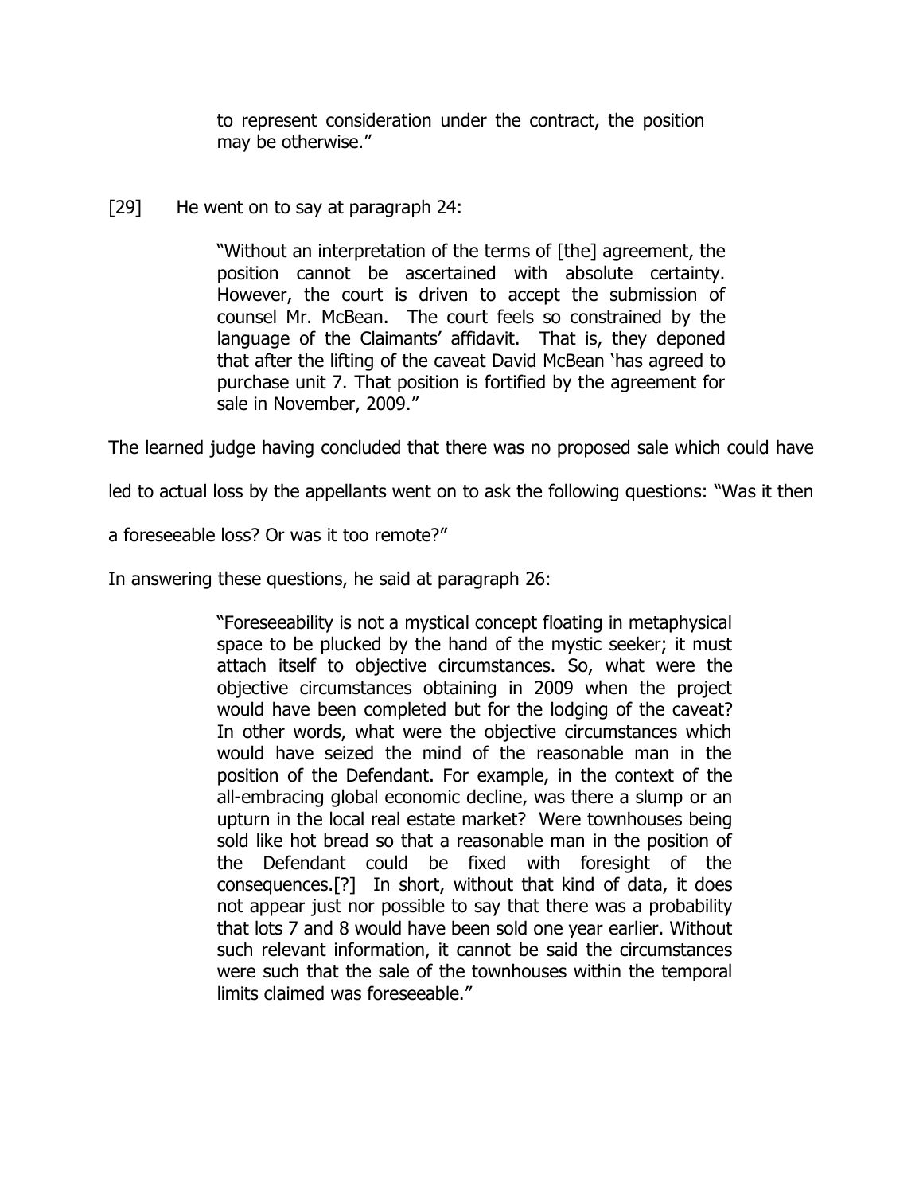> to represent consideration under the contract, the position may be otherwise."

[29] He went on to say at paragraph 24:

> "Without an interpretation of the terms of [the] agreement, the position cannot be ascertained with absolute certainty. However, the court is driven to accept the submission of counsel Mr. McBean. The court feels so constrained by the language of the Claimants' affidavit. That is, they deponed that after the lifting of the caveat David McBean 'has agreed to purchase unit 7. That position is fortified by the agreement for sale in November, 2009."

The learned judge having concluded that there was no proposed sale which could have led to actual loss by the appellants went on to ask the following questions: "Was it then a foreseeable loss? Or was it too remote?"

In answering these questions, he said at paragraph 26:

> "Foreseeability is not a mystical concept floating in metaphysical space to be plucked by the hand of the mystic seeker; it must attach itself to objective circumstances. So, what were the objective circumstances obtaining in 2009 when the project would have been completed but for the lodging of the caveat? In other words, what were the objective circumstances which would have seized the mind of the reasonable man in the position of the Defendant. For example, in the context of the all-embracing global economic decline, was there a slump or an upturn in the local real estate market? Were townhouses being sold like hot bread so that a reasonable man in the position of the Defendant could be fixed with foresight of the consequences.[?] In short, without that kind of data, it does not appear just nor possible to say that there was a probability that lots 7 and 8 would have been sold one year earlier. Without such relevant information, it cannot be said the circumstances were such that the sale of the townhouses within the temporal limits claimed was foreseeable."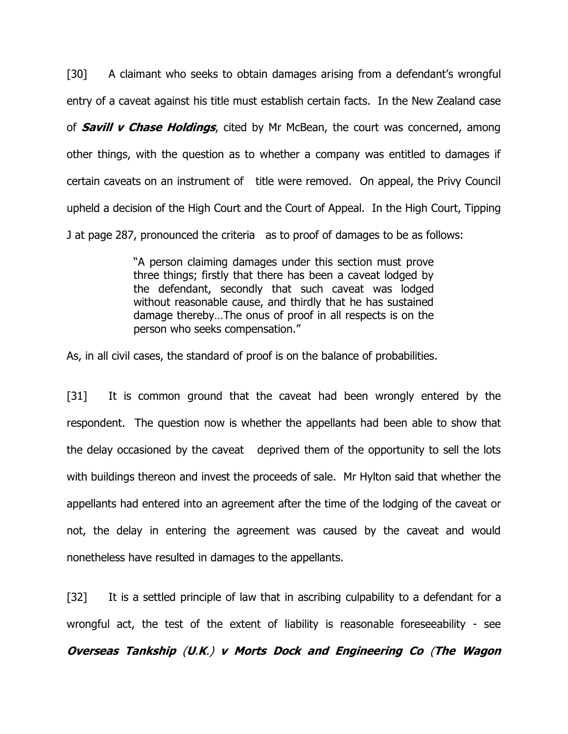[30] A claimant who seeks to obtain damages arising from a defendant's wrongful entry of a caveat against his title must establish certain facts. In the New Zealand case of ***Savill v Chase Holdings***, cited by Mr McBean, the court was concerned, among other things, with the question as to whether a company was entitled to damages if certain caveats on an instrument of title were removed. On appeal, the Privy Council upheld a decision of the High Court and the Court of Appeal. In the High Court, Tipping J at page 287, pronounced the criteria as to proof of damages to be as follows:

> "A person claiming damages under this section must prove three things; firstly that there has been a caveat lodged by the defendant, secondly that such caveat was lodged without reasonable cause, and thirdly that he has sustained damage thereby…The onus of proof in all respects is on the person who seeks compensation."

As, in all civil cases, the standard of proof is on the balance of probabilities.

[31] It is common ground that the caveat had been wrongly entered by the respondent. The question now is whether the appellants had been able to show that the delay occasioned by the caveat deprived them of the opportunity to sell the lots with buildings thereon and invest the proceeds of sale. Mr Hylton said that whether the appellants had entered into an agreement after the time of the lodging of the caveat or not, the delay in entering the agreement was caused by the caveat and would nonetheless have resulted in damages to the appellants.

[32] It is a settled principle of law that in ascribing culpability to a defendant for a wrongful act, the test of the extent of liability is reasonable foreseeability - see ***Overseas Tankship (U.K.) v Morts Dock and Engineering Co (The Wagon***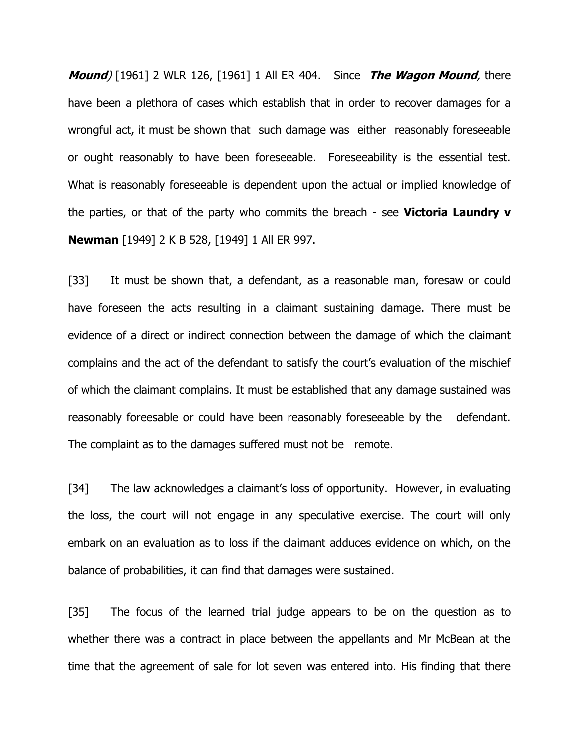***Mound)*** [1961] 2 WLR 126, [1961] 1 All ER 404. Since ***The Wagon Mound,*** there have been a plethora of cases which establish that in order to recover damages for a wrongful act, it must be shown that such damage was either reasonably foreseeable or ought reasonably to have been foreseeable. Foreseeability is the essential test. What is reasonably foreseeable is dependent upon the actual or implied knowledge of the parties, or that of the party who commits the breach - see **Victoria Laundry v Newman** [1949] 2 K B 528, [1949] 1 All ER 997.

[33] It must be shown that, a defendant, as a reasonable man, foresaw or could have foreseen the acts resulting in a claimant sustaining damage. There must be evidence of a direct or indirect connection between the damage of which the claimant complains and the act of the defendant to satisfy the court's evaluation of the mischief of which the claimant complains. It must be established that any damage sustained was reasonably foreesable or could have been reasonably foreseeable by the defendant. The complaint as to the damages suffered must not be remote.

[34] The law acknowledges a claimant's loss of opportunity. However, in evaluating the loss, the court will not engage in any speculative exercise. The court will only embark on an evaluation as to loss if the claimant adduces evidence on which, on the balance of probabilities, it can find that damages were sustained.

[35] The focus of the learned trial judge appears to be on the question as to whether there was a contract in place between the appellants and Mr McBean at the time that the agreement of sale for lot seven was entered into. His finding that there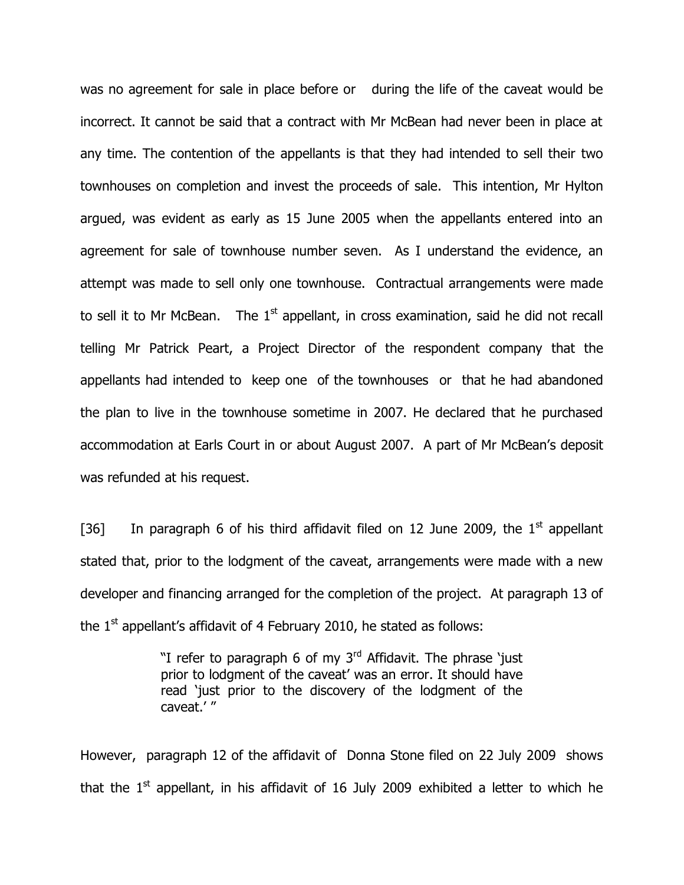was no agreement for sale in place before or during the life of the caveat would be incorrect. It cannot be said that a contract with Mr McBean had never been in place at any time. The contention of the appellants is that they had intended to sell their two townhouses on completion and invest the proceeds of sale. This intention, Mr Hylton argued, was evident as early as 15 June 2005 when the appellants entered into an agreement for sale of townhouse number seven. As I understand the evidence, an attempt was made to sell only one townhouse. Contractual arrangements were made to sell it to Mr McBean. The 1st appellant, in cross examination, said he did not recall telling Mr Patrick Peart, a Project Director of the respondent company that the appellants had intended to keep one of the townhouses or that he had abandoned the plan to live in the townhouse sometime in 2007. He declared that he purchased accommodation at Earls Court in or about August 2007. A part of Mr McBean's deposit was refunded at his request.

[36] In paragraph 6 of his third affidavit filed on 12 June 2009, the 1st appellant stated that, prior to the lodgment of the caveat, arrangements were made with a new developer and financing arranged for the completion of the project. At paragraph 13 of the 1st appellant's affidavit of 4 February 2010, he stated as follows:

> "I refer to paragraph 6 of my 3rd Affidavit. The phrase 'just prior to lodgment of the caveat' was an error. It should have read 'just prior to the discovery of the lodgment of the caveat.' "

However, paragraph 12 of the affidavit of Donna Stone filed on 22 July 2009 shows that the 1st appellant, in his affidavit of 16 July 2009 exhibited a letter to which he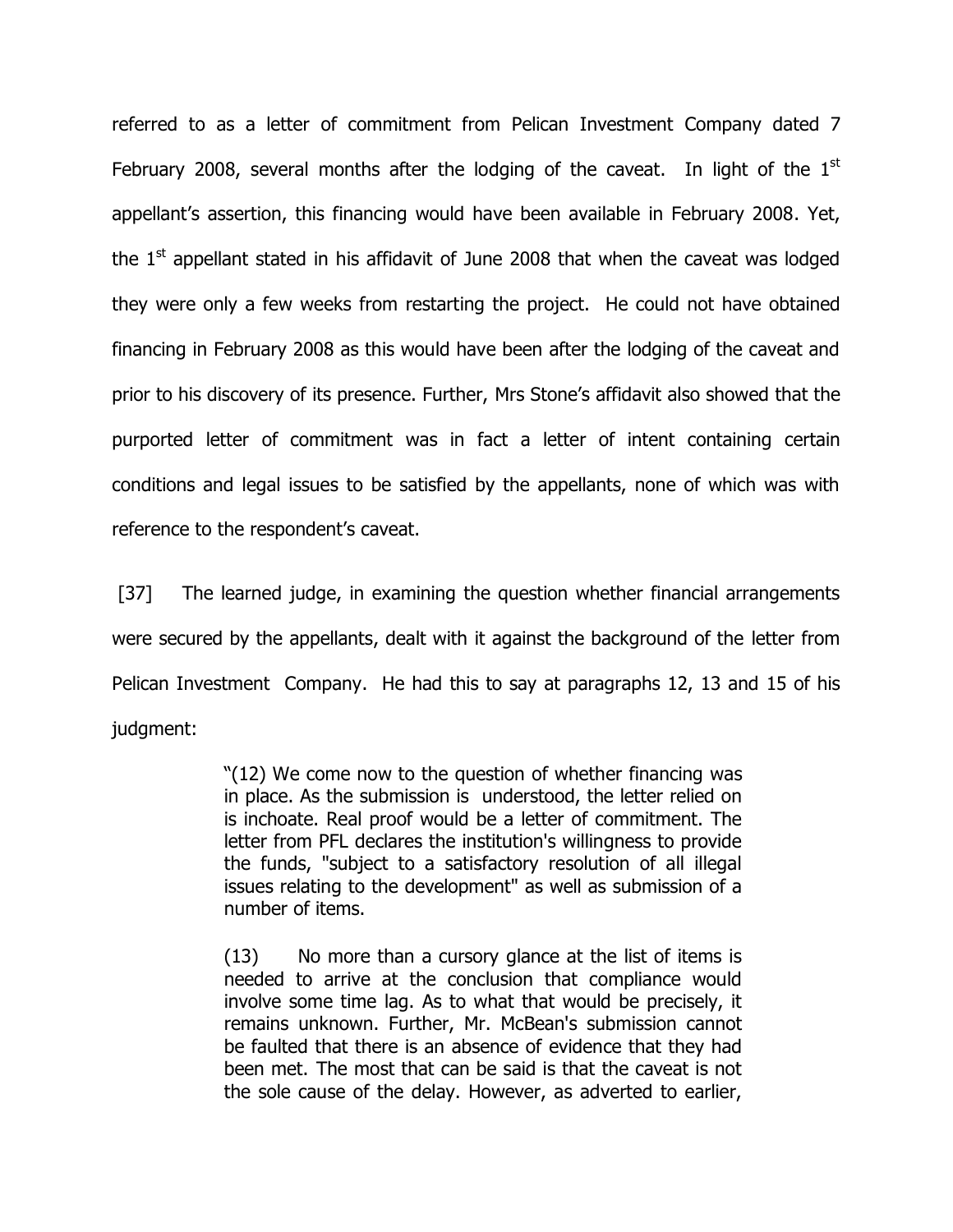referred to as a letter of commitment from Pelican Investment Company dated 7 February 2008, several months after the lodging of the caveat. In light of the 1st appellant's assertion, this financing would have been available in February 2008. Yet, the 1st appellant stated in his affidavit of June 2008 that when the caveat was lodged they were only a few weeks from restarting the project. He could not have obtained financing in February 2008 as this would have been after the lodging of the caveat and prior to his discovery of its presence. Further, Mrs Stone's affidavit also showed that the purported letter of commitment was in fact a letter of intent containing certain conditions and legal issues to be satisfied by the appellants, none of which was with reference to the respondent's caveat.

[37] The learned judge, in examining the question whether financial arrangements were secured by the appellants, dealt with it against the background of the letter from Pelican Investment Company. He had this to say at paragraphs 12, 13 and 15 of his judgment:

> "(12) We come now to the question of whether financing was in place. As the submission is understood, the letter relied on is inchoate. Real proof would be a letter of commitment. The letter from PFL declares the institution's willingness to provide the funds, "subject to a satisfactory resolution of all illegal issues relating to the development" as well as submission of a number of items.
>
> (13) No more than a cursory glance at the list of items is needed to arrive at the conclusion that compliance would involve some time lag. As to what that would be precisely, it remains unknown. Further, Mr. McBean's submission cannot be faulted that there is an absence of evidence that they had been met. The most that can be said is that the caveat is not the sole cause of the delay. However, as adverted to earlier,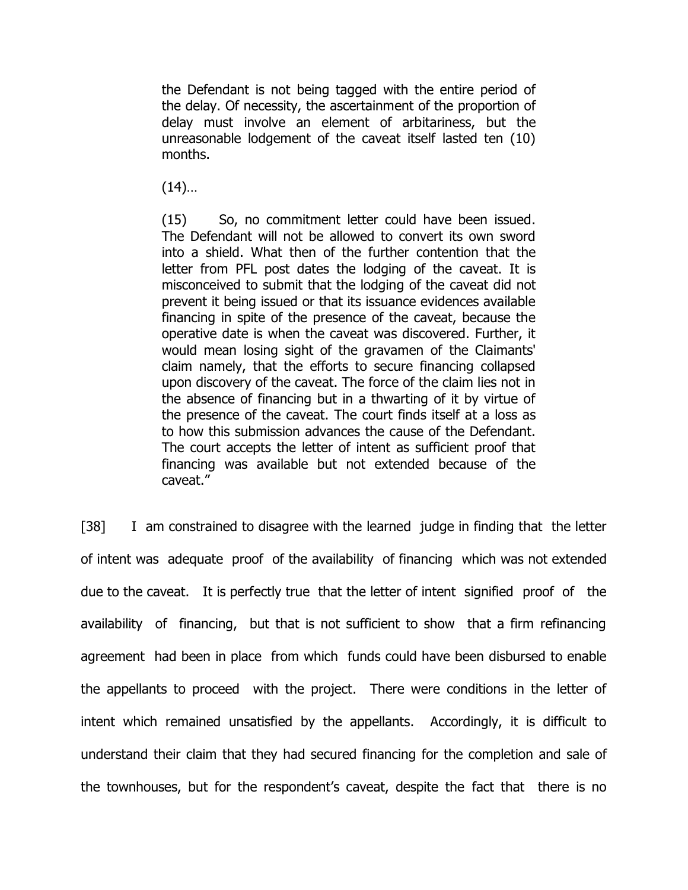the Defendant is not being tagged with the entire period of the delay. Of necessity, the ascertainment of the proportion of delay must involve an element of arbitariness, but the unreasonable lodgement of the caveat itself lasted ten (10) months.

(14)…

(15) So, no commitment letter could have been issued. The Defendant will not be allowed to convert its own sword into a shield. What then of the further contention that the letter from PFL post dates the lodging of the caveat. It is misconceived to submit that the lodging of the caveat did not prevent it being issued or that its issuance evidences available financing in spite of the presence of the caveat, because the operative date is when the caveat was discovered. Further, it would mean losing sight of the gravamen of the Claimants' claim namely, that the efforts to secure financing collapsed upon discovery of the caveat. The force of the claim lies not in the absence of financing but in a thwarting of it by virtue of the presence of the caveat. The court finds itself at a loss as to how this submission advances the cause of the Defendant. The court accepts the letter of intent as sufficient proof that financing was available but not extended because of the caveat."

[38] I am constrained to disagree with the learned judge in finding that the letter of intent was adequate proof of the availability of financing which was not extended due to the caveat. It is perfectly true that the letter of intent signified proof of the availability of financing, but that is not sufficient to show that a firm refinancing agreement had been in place from which funds could have been disbursed to enable the appellants to proceed with the project. There were conditions in the letter of intent which remained unsatisfied by the appellants. Accordingly, it is difficult to understand their claim that they had secured financing for the completion and sale of the townhouses, but for the respondent's caveat, despite the fact that there is no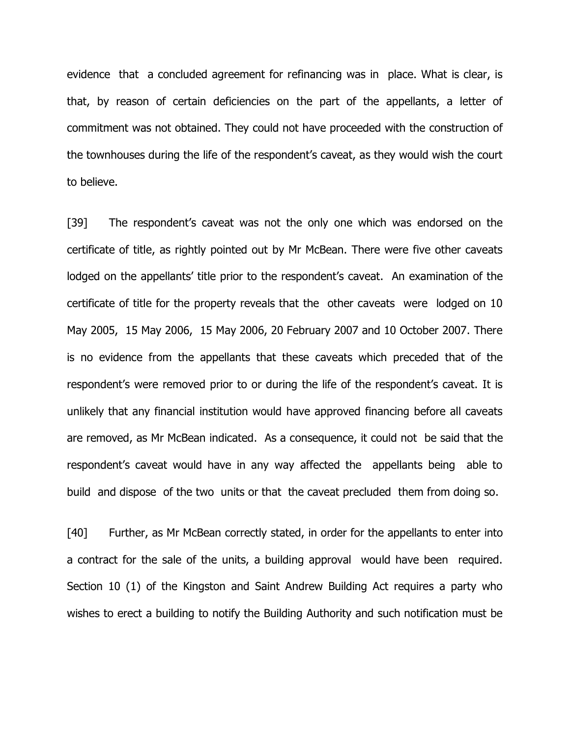evidence that a concluded agreement for refinancing was in place. What is clear, is that, by reason of certain deficiencies on the part of the appellants, a letter of commitment was not obtained. They could not have proceeded with the construction of the townhouses during the life of the respondent's caveat, as they would wish the court to believe.

[39] The respondent's caveat was not the only one which was endorsed on the certificate of title, as rightly pointed out by Mr McBean. There were five other caveats lodged on the appellants' title prior to the respondent's caveat. An examination of the certificate of title for the property reveals that the other caveats were lodged on 10 May 2005, 15 May 2006, 15 May 2006, 20 February 2007 and 10 October 2007. There is no evidence from the appellants that these caveats which preceded that of the respondent's were removed prior to or during the life of the respondent's caveat. It is unlikely that any financial institution would have approved financing before all caveats are removed, as Mr McBean indicated. As a consequence, it could not be said that the respondent's caveat would have in any way affected the appellants being able to build and dispose of the two units or that the caveat precluded them from doing so.

[40] Further, as Mr McBean correctly stated, in order for the appellants to enter into a contract for the sale of the units, a building approval would have been required. Section 10 (1) of the Kingston and Saint Andrew Building Act requires a party who wishes to erect a building to notify the Building Authority and such notification must be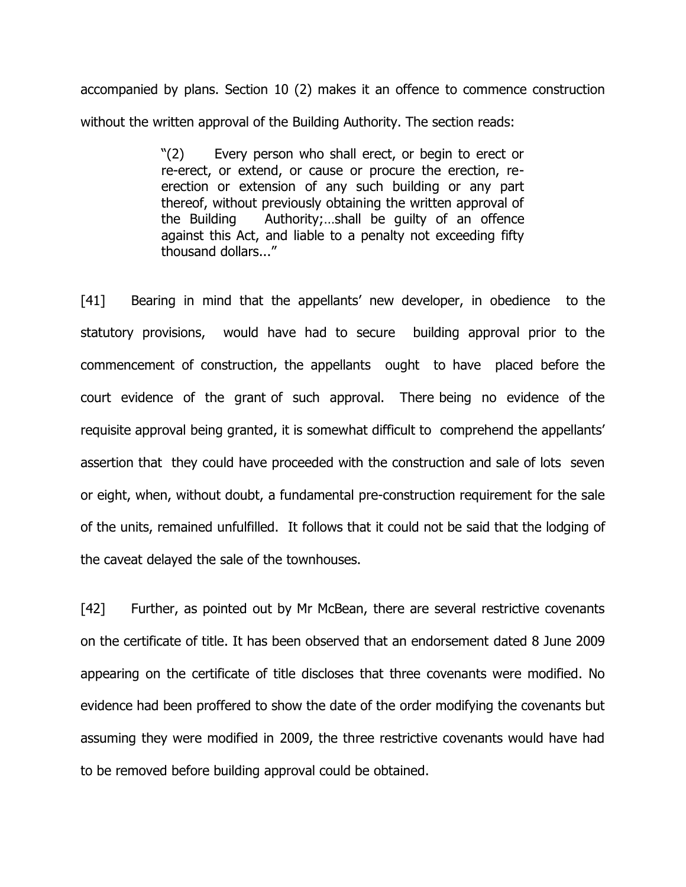accompanied by plans. Section 10 (2) makes it an offence to commence construction without the written approval of the Building Authority. The section reads:

> "(2) Every person who shall erect, or begin to erect or re-erect, or extend, or cause or procure the erection, re-erection or extension of any such building or any part thereof, without previously obtaining the written approval of the Building Authority;…shall be guilty of an offence against this Act, and liable to a penalty not exceeding fifty thousand dollars..."

[41] Bearing in mind that the appellants' new developer, in obedience to the statutory provisions, would have had to secure building approval prior to the commencement of construction, the appellants ought to have placed before the court evidence of the grant of such approval. There being no evidence of the requisite approval being granted, it is somewhat difficult to comprehend the appellants' assertion that they could have proceeded with the construction and sale of lots seven or eight, when, without doubt, a fundamental pre-construction requirement for the sale of the units, remained unfulfilled. It follows that it could not be said that the lodging of the caveat delayed the sale of the townhouses.

[42] Further, as pointed out by Mr McBean, there are several restrictive covenants on the certificate of title. It has been observed that an endorsement dated 8 June 2009 appearing on the certificate of title discloses that three covenants were modified. No evidence had been proffered to show the date of the order modifying the covenants but assuming they were modified in 2009, the three restrictive covenants would have had to be removed before building approval could be obtained.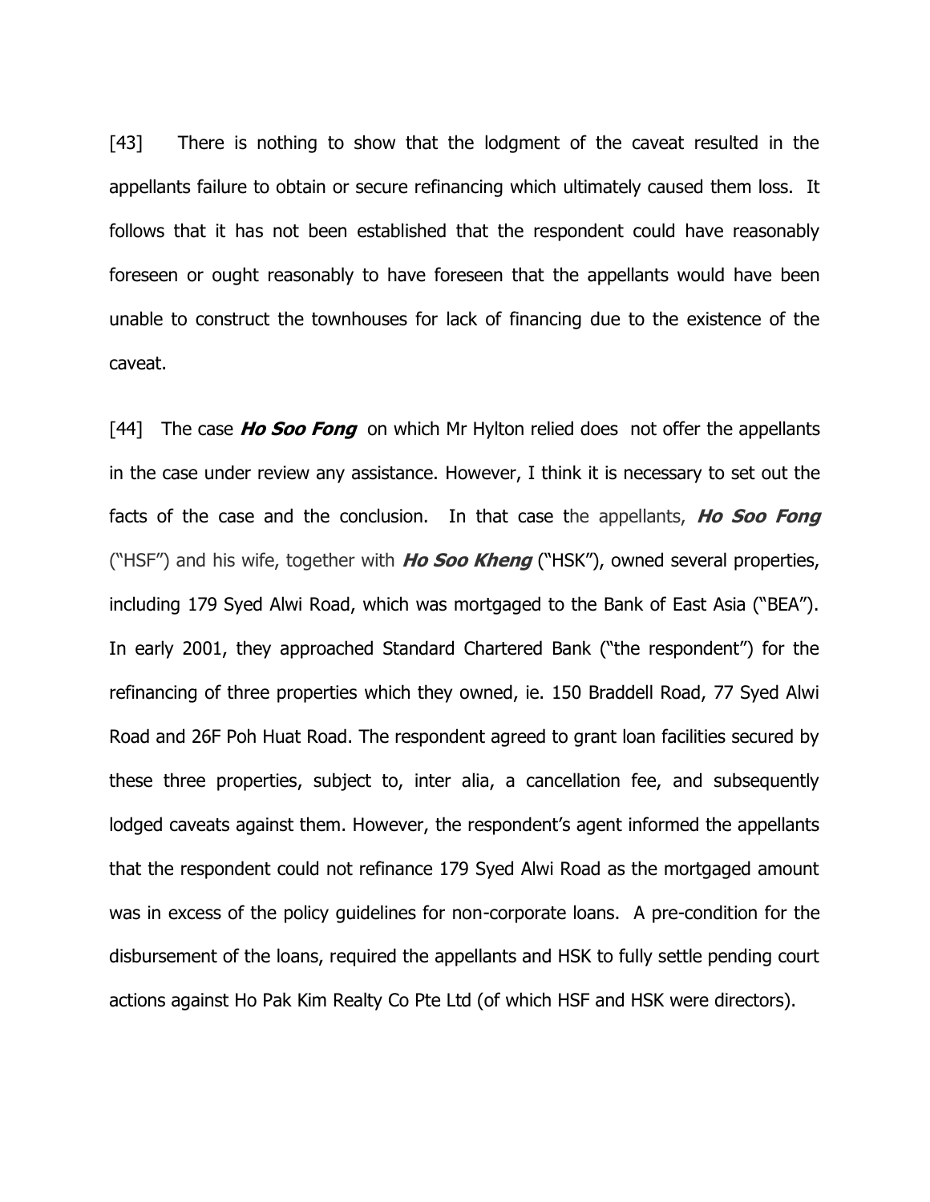[43] There is nothing to show that the lodgment of the caveat resulted in the appellants failure to obtain or secure refinancing which ultimately caused them loss. It follows that it has not been established that the respondent could have reasonably foreseen or ought reasonably to have foreseen that the appellants would have been unable to construct the townhouses for lack of financing due to the existence of the caveat.

[44] The case ***Ho Soo Fong*** on which Mr Hylton relied does not offer the appellants in the case under review any assistance. However, I think it is necessary to set out the facts of the case and the conclusion. In that case the appellants, ***Ho Soo Fong*** ("HSF") and his wife, together with ***Ho Soo Kheng*** ("HSK"), owned several properties, including 179 Syed Alwi Road, which was mortgaged to the Bank of East Asia ("BEA"). In early 2001, they approached Standard Chartered Bank ("the respondent") for the refinancing of three properties which they owned, ie. 150 Braddell Road, 77 Syed Alwi Road and 26F Poh Huat Road. The respondent agreed to grant loan facilities secured by these three properties, subject to, inter alia, a cancellation fee, and subsequently lodged caveats against them. However, the respondent's agent informed the appellants that the respondent could not refinance 179 Syed Alwi Road as the mortgaged amount was in excess of the policy guidelines for non-corporate loans. A pre-condition for the disbursement of the loans, required the appellants and HSK to fully settle pending court actions against Ho Pak Kim Realty Co Pte Ltd (of which HSF and HSK were directors).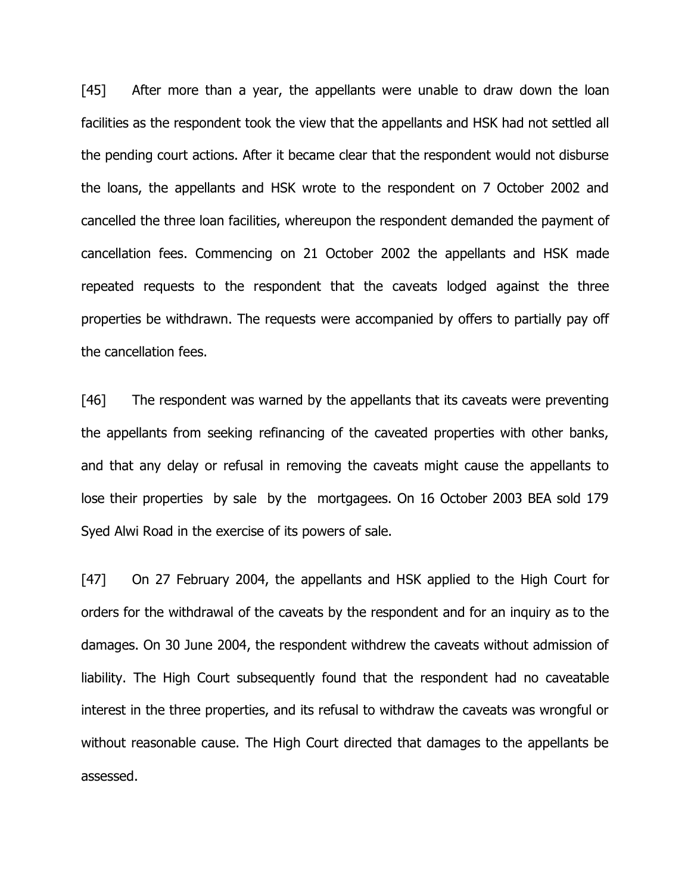[45] After more than a year, the appellants were unable to draw down the loan facilities as the respondent took the view that the appellants and HSK had not settled all the pending court actions. After it became clear that the respondent would not disburse the loans, the appellants and HSK wrote to the respondent on 7 October 2002 and cancelled the three loan facilities, whereupon the respondent demanded the payment of cancellation fees. Commencing on 21 October 2002 the appellants and HSK made repeated requests to the respondent that the caveats lodged against the three properties be withdrawn. The requests were accompanied by offers to partially pay off the cancellation fees.

[46] The respondent was warned by the appellants that its caveats were preventing the appellants from seeking refinancing of the caveated properties with other banks, and that any delay or refusal in removing the caveats might cause the appellants to lose their properties by sale by the mortgagees. On 16 October 2003 BEA sold 179 Syed Alwi Road in the exercise of its powers of sale.

[47] On 27 February 2004, the appellants and HSK applied to the High Court for orders for the withdrawal of the caveats by the respondent and for an inquiry as to the damages. On 30 June 2004, the respondent withdrew the caveats without admission of liability. The High Court subsequently found that the respondent had no caveatable interest in the three properties, and its refusal to withdraw the caveats was wrongful or without reasonable cause. The High Court directed that damages to the appellants be assessed.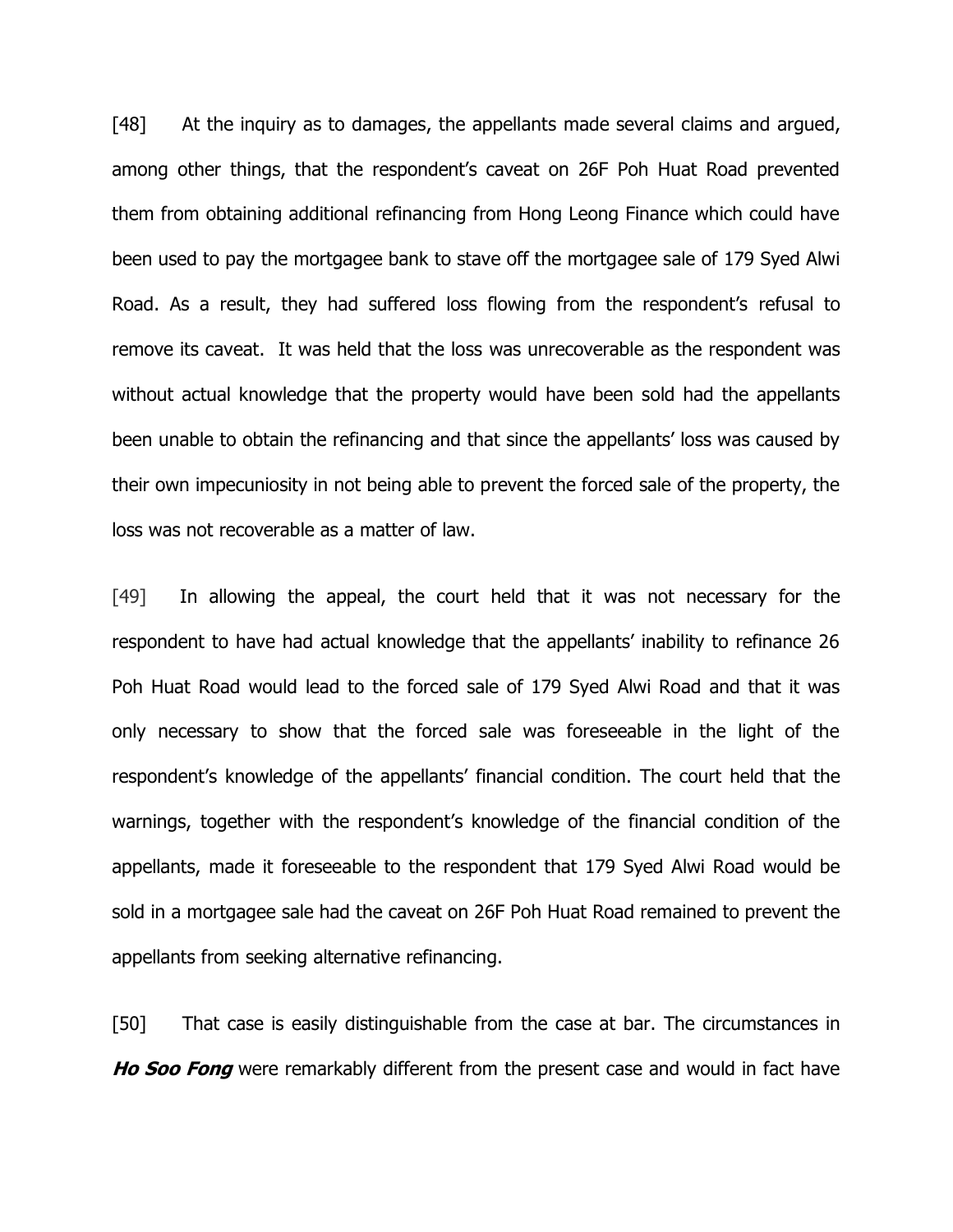[48] At the inquiry as to damages, the appellants made several claims and argued, among other things, that the respondent's caveat on 26F Poh Huat Road prevented them from obtaining additional refinancing from Hong Leong Finance which could have been used to pay the mortgagee bank to stave off the mortgagee sale of 179 Syed Alwi Road. As a result, they had suffered loss flowing from the respondent's refusal to remove its caveat. It was held that the loss was unrecoverable as the respondent was without actual knowledge that the property would have been sold had the appellants been unable to obtain the refinancing and that since the appellants' loss was caused by their own impecuniosity in not being able to prevent the forced sale of the property, the loss was not recoverable as a matter of law.

[49] In allowing the appeal, the court held that it was not necessary for the respondent to have had actual knowledge that the appellants' inability to refinance 26 Poh Huat Road would lead to the forced sale of 179 Syed Alwi Road and that it was only necessary to show that the forced sale was foreseeable in the light of the respondent's knowledge of the appellants' financial condition. The court held that the warnings, together with the respondent's knowledge of the financial condition of the appellants, made it foreseeable to the respondent that 179 Syed Alwi Road would be sold in a mortgagee sale had the caveat on 26F Poh Huat Road remained to prevent the appellants from seeking alternative refinancing.

[50] That case is easily distinguishable from the case at bar. The circumstances in ***Ho Soo Fong*** were remarkably different from the present case and would in fact have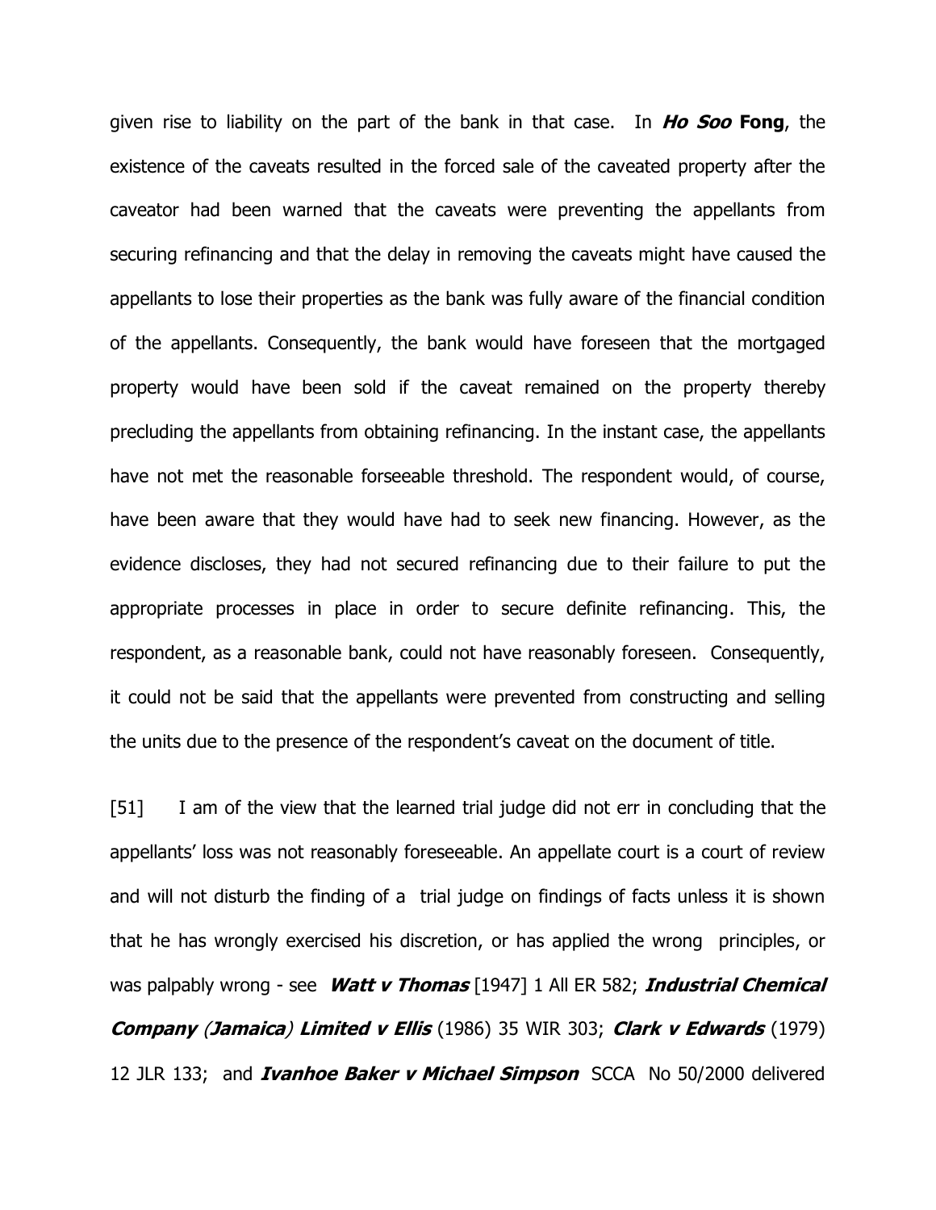given rise to liability on the part of the bank in that case. In ***Ho Soo* Fong**, the existence of the caveats resulted in the forced sale of the caveated property after the caveator had been warned that the caveats were preventing the appellants from securing refinancing and that the delay in removing the caveats might have caused the appellants to lose their properties as the bank was fully aware of the financial condition of the appellants. Consequently, the bank would have foreseen that the mortgaged property would have been sold if the caveat remained on the property thereby precluding the appellants from obtaining refinancing. In the instant case, the appellants have not met the reasonable forseeable threshold. The respondent would, of course, have been aware that they would have had to seek new financing. However, as the evidence discloses, they had not secured refinancing due to their failure to put the appropriate processes in place in order to secure definite refinancing. This, the respondent, as a reasonable bank, could not have reasonably foreseen. Consequently, it could not be said that the appellants were prevented from constructing and selling the units due to the presence of the respondent's caveat on the document of title.

[51] I am of the view that the learned trial judge did not err in concluding that the appellants' loss was not reasonably foreseeable. An appellate court is a court of review and will not disturb the finding of a trial judge on findings of facts unless it is shown that he has wrongly exercised his discretion, or has applied the wrong principles, or was palpably wrong - see ***Watt v Thomas*** [1947] 1 All ER 582; ***Industrial Chemical Company (Jamaica) Limited v Ellis*** (1986) 35 WIR 303; ***Clark v Edwards*** (1979) 12 JLR 133; and ***Ivanhoe Baker v Michael Simpson*** SCCA No 50/2000 delivered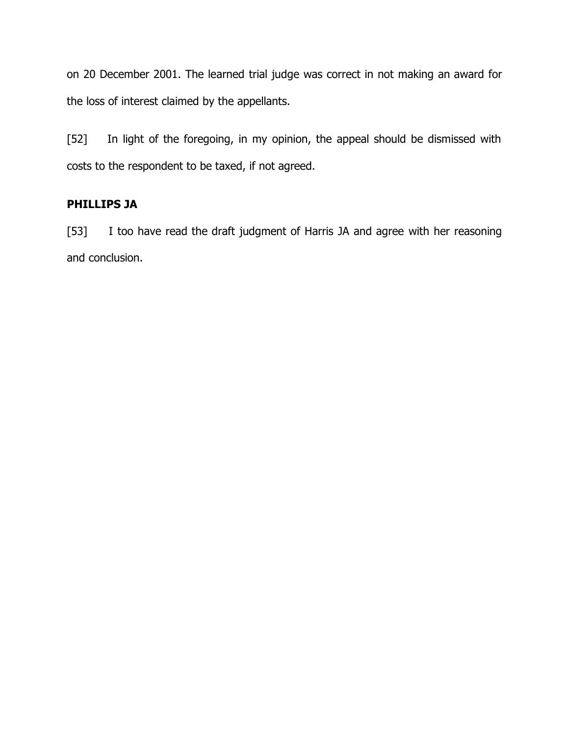on 20 December 2001. The learned trial judge was correct in not making an award for the loss of interest claimed by the appellants.

[52] In light of the foregoing, in my opinion, the appeal should be dismissed with costs to the respondent to be taxed, if not agreed.

**PHILLIPS JA**

[53] I too have read the draft judgment of Harris JA and agree with her reasoning and conclusion.